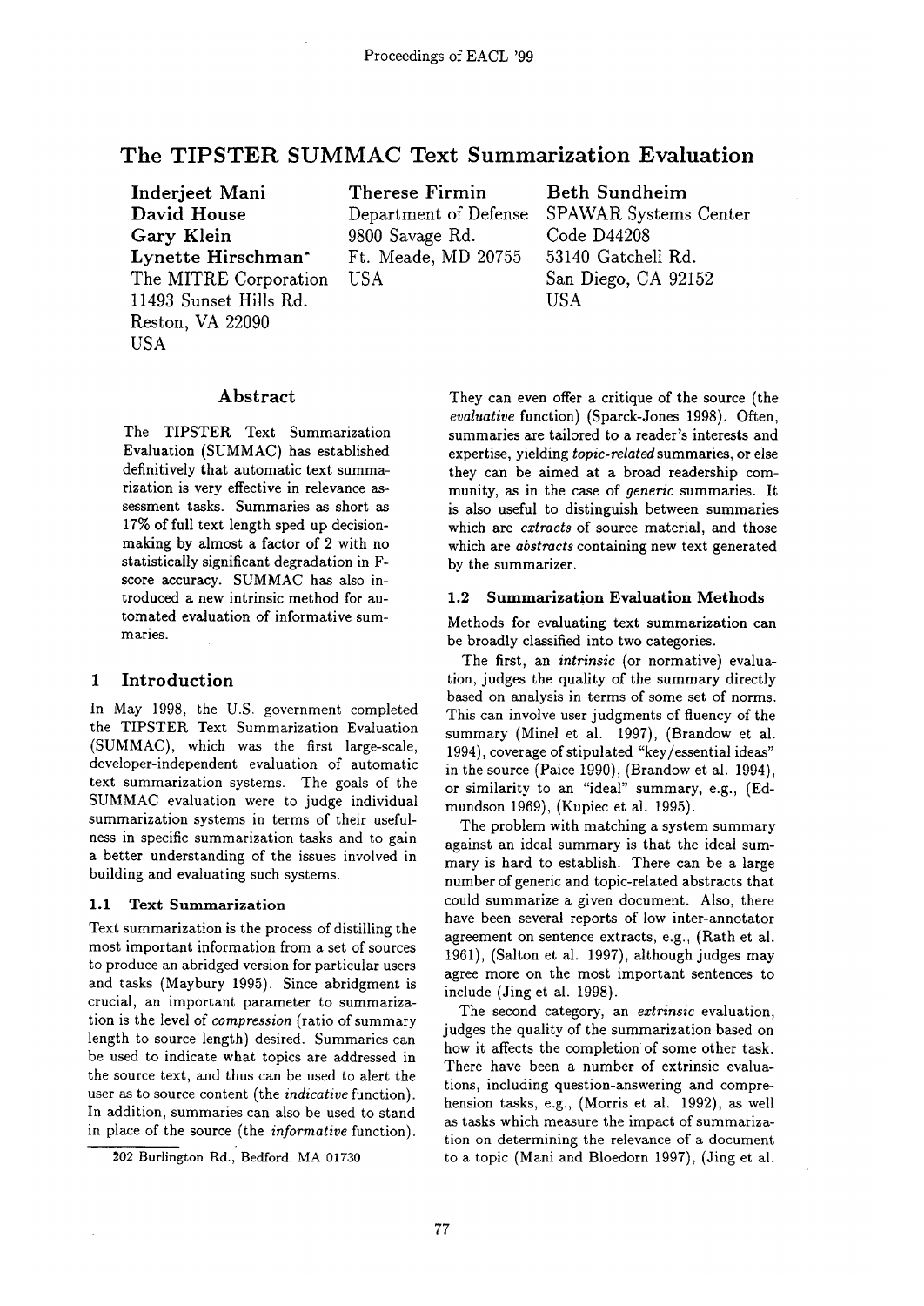# The TIPSTER SUMMAC Text Summarization Evaluation

**Inderjeet Mani**
**David House**
**Gary Klein**
**Lynette Hirschman***
The MITRE Corporation
11493 Sunset Hills Rd.
Reston, VA 22090
USA

**Therese Firmin**
Department of Defense
9800 Savage Rd.
Ft. Meade, MD 20755
USA

**Beth Sundheim**
SPAWAR Systems Center
Code D44208
53140 Gatchell Rd.
San Diego, CA 92152
USA

## Abstract

The TIPSTER Text Summarization Evaluation (SUMMAC) has established definitively that automatic text summarization is very effective in relevance assessment tasks. Summaries as short as 17% of full text length sped up decision-making by almost a factor of 2 with no statistically significant degradation in F-score accuracy. SUMMAC has also introduced a new intrinsic method for automated evaluation of informative summaries.

## 1 Introduction

In May 1998, the U.S. government completed the TIPSTER Text Summarization Evaluation (SUMMAC), which was the first large-scale, developer-independent evaluation of automatic text summarization systems. The goals of the SUMMAC evaluation were to judge individual summarization systems in terms of their usefulness in specific summarization tasks and to gain a better understanding of the issues involved in building and evaluating such systems.

### 1.1 Text Summarization

Text summarization is the process of distilling the most important information from a set of sources to produce an abridged version for particular users and tasks (Maybury 1995). Since abridgment is crucial, an important parameter to summarization is the level of *compression* (ratio of summary length to source length) desired. Summaries can be used to indicate what topics are addressed in the source text, and thus can be used to alert the user as to source content (the *indicative* function). In addition, summaries can also be used to stand in place of the source (the *informative* function). They can even offer a critique of the source (the *evaluative* function) (Sparck-Jones 1998). Often, summaries are tailored to a reader's interests and expertise, yielding *topic-related* summaries, or else they can be aimed at a broad readership community, as in the case of *generic* summaries. It is also useful to distinguish between summaries which are *extracts* of source material, and those which are *abstracts* containing new text generated by the summarizer.

### 1.2 Summarization Evaluation Methods

Methods for evaluating text summarization can be broadly classified into two categories.

The first, an *intrinsic* (or normative) evaluation, judges the quality of the summary directly based on analysis in terms of some set of norms. This can involve user judgments of fluency of the summary (Minel et al. 1997), (Brandow et al. 1994), coverage of stipulated "key/essential ideas" in the source (Paice 1990), (Brandow et al. 1994), or similarity to an "ideal" summary, e.g., (Edmundson 1969), (Kupiec et al. 1995).

The problem with matching a system summary against an ideal summary is that the ideal summary is hard to establish. There can be a large number of generic and topic-related abstracts that could summarize a given document. Also, there have been several reports of low inter-annotator agreement on sentence extracts, e.g., (Rath et al. 1961), (Salton et al. 1997), although judges may agree more on the most important sentences to include (Jing et al. 1998).

The second category, an *extrinsic* evaluation, judges the quality of the summarization based on how it affects the completion of some other task. There have been a number of extrinsic evaluations, including question-answering and comprehension tasks, e.g., (Morris et al. 1992), as well as tasks which measure the impact of summarization on determining the relevance of a document to a topic (Mani and Bloedorn 1997), (Jing et al.

*202 Burlington Rd., Bedford, MA 01730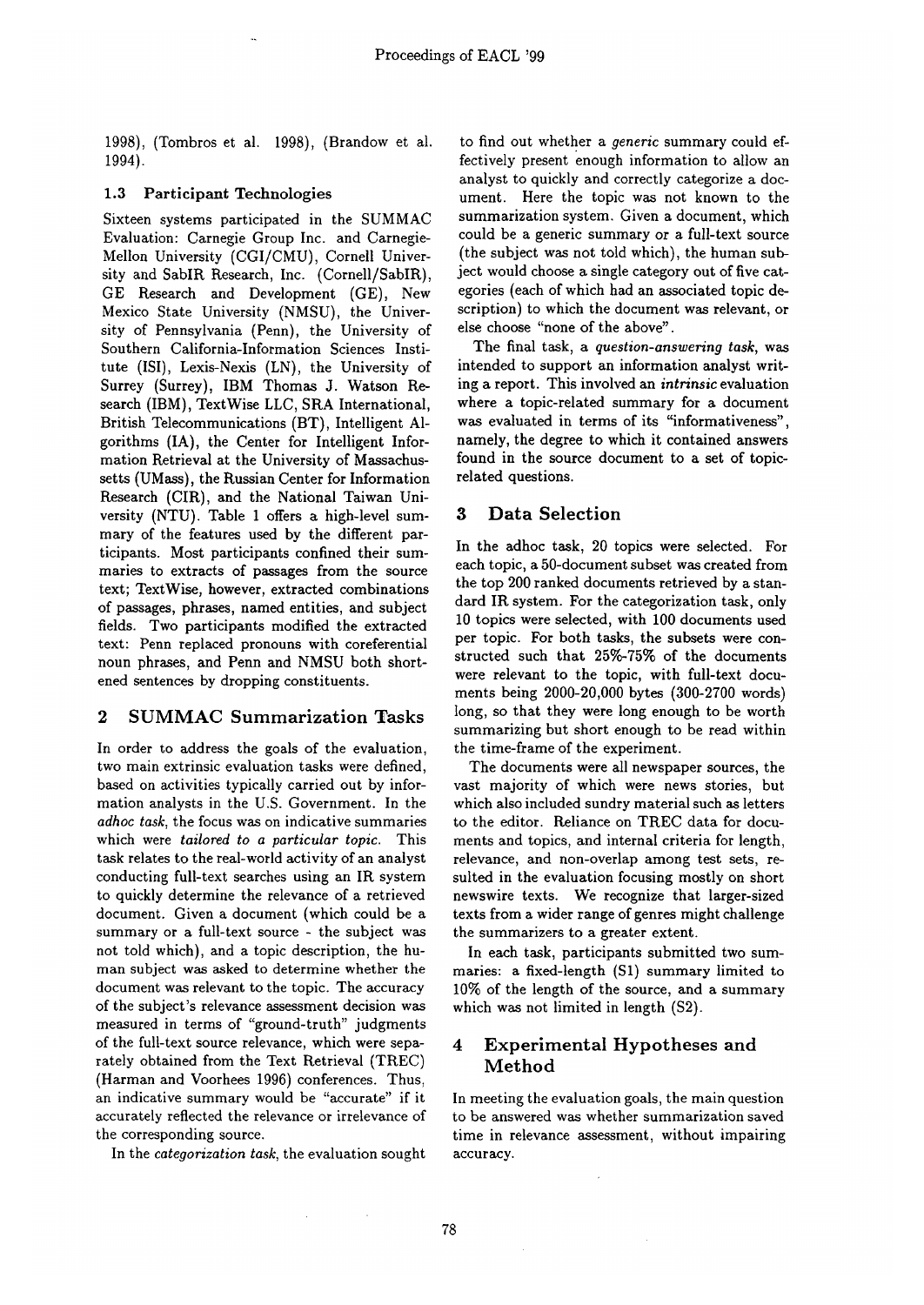1998), (Tombros et al. 1998), (Brandow et al. 1994).

### 1.3 Participant Technologies

Sixteen systems participated in the SUMMAC Evaluation: Carnegie Group Inc. and Carnegie-Mellon University (CGI/CMU), Cornell University and SabIR Research, Inc. (Cornell/SabIR), GE Research and Development (GE), New Mexico State University (NMSU), the University of Pennsylvania (Penn), the University of Southern California-Information Sciences Institute (ISI), Lexis-Nexis (LN), the University of Surrey (Surrey), IBM Thomas J. Watson Research (IBM), TextWise LLC, SRA International, British Telecommunications (BT), Intelligent Algorithms (IA), the Center for Intelligent Information Retrieval at the University of Massachusetts (UMass), the Russian Center for Information Research (CIR), and the National Taiwan University (NTU). Table 1 offers a high-level summary of the features used by the different participants. Most participants confined their summaries to extracts of passages from the source text; TextWise, however, extracted combinations of passages, phrases, named entities, and subject fields. Two participants modified the extracted text: Penn replaced pronouns with coreferential noun phrases, and Penn and NMSU both shortened sentences by dropping constituents.

## 2 SUMMAC Summarization Tasks

In order to address the goals of the evaluation, two main extrinsic evaluation tasks were defined, based on activities typically carried out by information analysts in the U.S. Government. In the *adhoc task*, the focus was on indicative summaries which were *tailored to a particular topic*. This task relates to the real-world activity of an analyst conducting full-text searches using an IR system to quickly determine the relevance of a retrieved document. Given a document (which could be a summary or a full-text source - the subject was not told which), and a topic description, the human subject was asked to determine whether the document was relevant to the topic. The accuracy of the subject's relevance assessment decision was measured in terms of "ground-truth" judgments of the full-text source relevance, which were separately obtained from the Text Retrieval (TREC) (Harman and Voorhees 1996) conferences. Thus, an indicative summary would be "accurate" if it accurately reflected the relevance or irrelevance of the corresponding source.

In the *categorization task*, the evaluation sought to find out whether a *generic* summary could effectively present enough information to allow an analyst to quickly and correctly categorize a document. Here the topic was not known to the summarization system. Given a document, which could be a generic summary or a full-text source (the subject was not told which), the human subject would choose a single category out of five categories (each of which had an associated topic description) to which the document was relevant, or else choose "none of the above".

The final task, a *question-answering task*, was intended to support an information analyst writing a report. This involved an *intrinsic* evaluation where a topic-related summary for a document was evaluated in terms of its "informativeness", namely, the degree to which it contained answers found in the source document to a set of topic-related questions.

## 3 Data Selection

In the adhoc task, 20 topics were selected. For each topic, a 50-document subset was created from the top 200 ranked documents retrieved by a standard IR system. For the categorization task, only 10 topics were selected, with 100 documents used per topic. For both tasks, the subsets were constructed such that 25%-75% of the documents were relevant to the topic, with full-text documents being 2000-20,000 bytes (300-2700 words) long, so that they were long enough to be worth summarizing but short enough to be read within the time-frame of the experiment.

The documents were all newspaper sources, the vast majority of which were news stories, but which also included sundry material such as letters to the editor. Reliance on TREC data for documents and topics, and internal criteria for length, relevance, and non-overlap among test sets, resulted in the evaluation focusing mostly on short newswire texts. We recognize that larger-sized texts from a wider range of genres might challenge the summarizers to a greater extent.

In each task, participants submitted two summaries: a fixed-length (S1) summary limited to 10% of the length of the source, and a summary which was not limited in length (S2).

## 4 Experimental Hypotheses and Method

In meeting the evaluation goals, the main question to be answered was whether summarization saved time in relevance assessment, without impairing accuracy.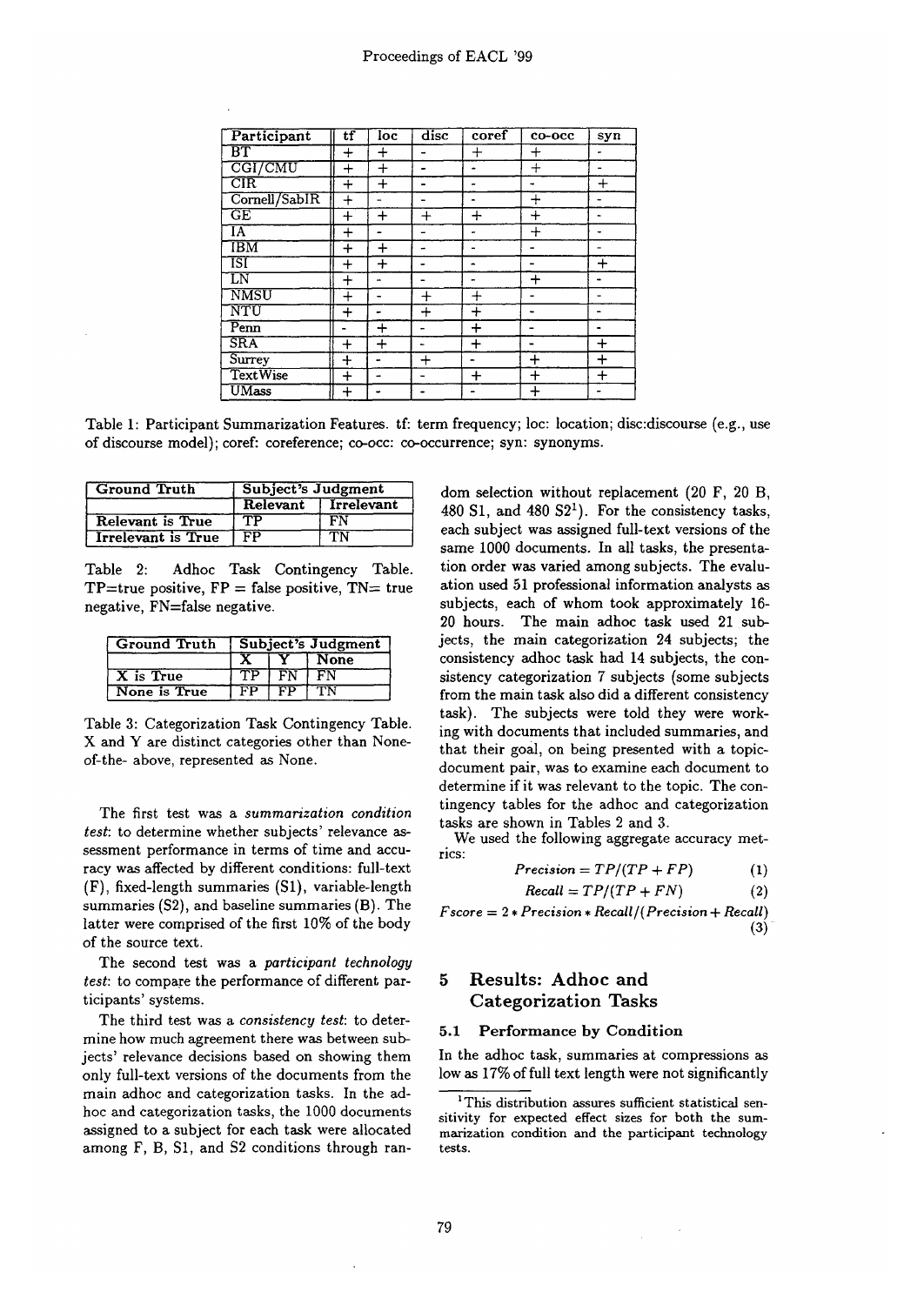| Participant | tf | loc | disc | coref | co-occ | syn |
|---|---|---|---|---|---|---|
| BT | + | + | - | + | + | - |
| CGI/CMU | + | + | - | - | + | - |
| CIR | + | + | - | - | - | + |
| Cornell/SabIR | + | - | - | - | + | - |
| GE | + | + | + | + | + | - |
| IA | + | - | - | - | + | - |
| IBM | + | + | - | - | - | - |
| ISI | + | + | - | - | - | + |
| LN | + | - | - | - | + | - |
| NMSU | + | - | + | + | - | - |
| NTU | + | - | + | + | - | - |
| Penn | - | + | - | + | - | - |
| SRA | + | + | - | + | - | + |
| Surrey | + | - | + | - | + | + |
| TextWise | + | - | - | + | + | + |
| UMass | + | - | - | - | + | - |

Table 1: Participant Summarization Features. tf: term frequency; loc: location; disc:discourse (e.g., use of discourse model); coref: coreference; co-occ: co-occurrence; syn: synonyms.

| Ground Truth | Subject's Judgment | |
|---|---|---|
| | Relevant | Irrelevant |
| Relevant is True | TP | FN |
| Irrelevant is True | FP | TN |

Table 2: Adhoc Task Contingency Table. TP=true positive, FP = false positive, TN= true negative, FN=false negative.

| Ground Truth | Subject's Judgment | | |
|---|---|---|---|
| | X | Y | None |
| X is True | TP | FN | FN |
| None is True | FP | FP | TN |

Table 3: Categorization Task Contingency Table. X and Y are distinct categories other than None-of-the- above, represented as None.

The first test was a *summarization condition test*: to determine whether subjects' relevance assessment performance in terms of time and accuracy was affected by different conditions: full-text (F), fixed-length summaries (S1), variable-length summaries (S2), and baseline summaries (B). The latter were comprised of the first 10% of the body of the source text.

The second test was a *participant technology test*: to compare the performance of different participants' systems.

The third test was a *consistency test*: to determine how much agreement there was between subjects' relevance decisions based on showing them only full-text versions of the documents from the main adhoc and categorization tasks. In the adhoc and categorization tasks, the 1000 documents assigned to a subject for each task were allocated among F, B, S1, and S2 conditions through random selection without replacement (20 F, 20 B, 480 S1, and 480 S2[1]). For the consistency tasks, each subject was assigned full-text versions of the same 1000 documents. In all tasks, the presentation order was varied among subjects. The evaluation used 51 professional information analysts as subjects, each of whom took approximately 16-20 hours. The main adhoc task used 21 subjects, the main categorization 24 subjects; the consistency adhoc task had 14 subjects, the consistency categorization 7 subjects (some subjects from the main task also did a different consistency task). The subjects were told they were working with documents that included summaries, and that their goal, on being presented with a topic-document pair, was to examine each document to determine if it was relevant to the topic. The contingency tables for the adhoc and categorization tasks are shown in Tables 2 and 3.

We used the following aggregate accuracy metrics:

$$Precision = TP/(TP + FP) \quad (1)$$

$$Recall = TP/(TP + FN) \quad (2)$$

$$Fscore = 2 * Precision * Recall/(Precision + Recall) \quad (3)$$

## 5 Results: Adhoc and Categorization Tasks

### 5.1 Performance by Condition

In the adhoc task, summaries at compressions as low as 17% of full text length were not significantly

[1]This distribution assures sufficient statistical sensitivity for expected effect sizes for both the summarization condition and the participant technology tests.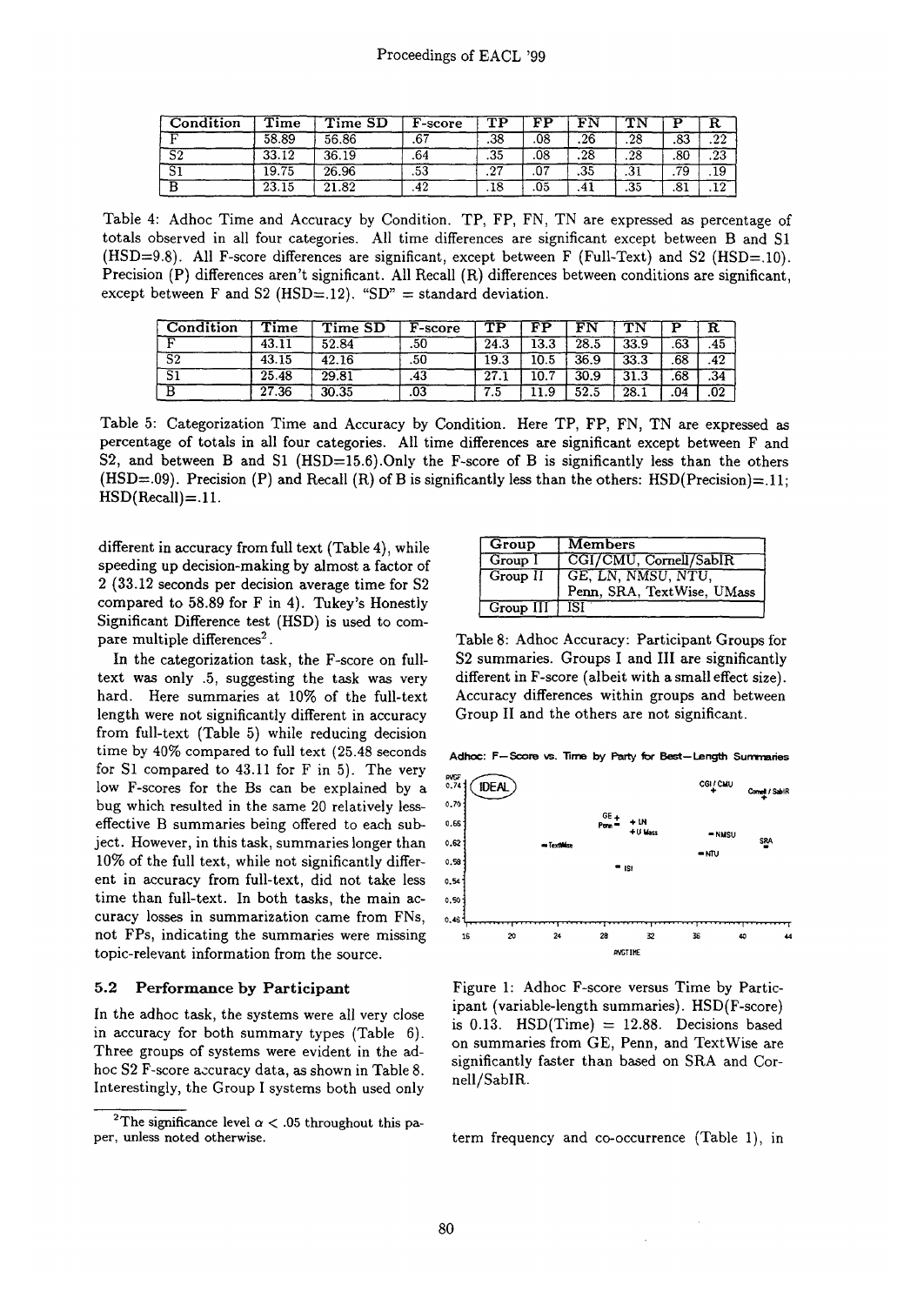| Condition | Time | Time SD | F-score | TP | FP | FN | TN | P | R |
|---|---|---|---|---|---|---|---|---|---|
| F | 58.89 | 56.86 | .67 | .38 | .08 | .26 | .28 | .83 | .22 |
| S2 | 33.12 | 36.19 | .64 | .35 | .08 | .28 | .28 | .80 | .23 |
| S1 | 19.75 | 26.96 | .53 | .27 | .07 | .35 | .31 | .79 | .19 |
| B | 23.15 | 21.82 | .42 | .18 | .05 | .41 | .35 | .81 | .12 |

Table 4: Adhoc Time and Accuracy by Condition. TP, FP, FN, TN are expressed as percentage of totals observed in all four categories. All time differences are significant except between B and S1 (HSD=9.8). All F-score differences are significant, except between F (Full-Text) and S2 (HSD=.10). Precision (P) differences aren't significant. All Recall (R) differences between conditions are significant, except between F and S2 (HSD=.12). "SD" = standard deviation.

| Condition | Time | Time SD | F-score | TP | FP | FN | TN | P | R |
|---|---|---|---|---|---|---|---|---|---|
| F | 43.11 | 52.84 | .50 | 24.3 | 13.3 | 28.5 | 33.9 | .63 | .45 |
| S2 | 43.15 | 42.16 | .50 | 19.3 | 10.5 | 36.9 | 33.3 | .68 | .42 |
| S1 | 25.48 | 29.81 | .43 | 27.1 | 10.7 | 30.9 | 31.3 | .68 | .34 |
| B | 27.36 | 30.35 | .03 | 7.5 | 11.9 | 52.5 | 28.1 | .04 | .02 |

Table 5: Categorization Time and Accuracy by Condition. Here TP, FP, FN, TN are expressed as percentage of totals in all four categories. All time differences are significant except between F and S2, and between B and S1 (HSD=15.6).Only the F-score of B is significantly less than the others (HSD=.09). Precision (P) and Recall (R) of B is significantly less than the others: HSD(Precision)=.11; HSD(Recall)=.11.

different in accuracy from full text (Table 4), while speeding up decision-making by almost a factor of 2 (33.12 seconds per decision average time for S2 compared to 58.89 for F in 4). Tukey's Honestly Significant Difference test (HSD) is used to compare multiple differences[2].

In the categorization task, the F-score on full-text was only .5, suggesting the task was very hard. Here summaries at 10% of the full-text length were not significantly different in accuracy from full-text (Table 5) while reducing decision time by 40% compared to full text (25.48 seconds for S1 compared to 43.11 for F in 5). The very low F-scores for the Bs can be explained by a bug which resulted in the same 20 relatively less-effective B summaries being offered to each subject. However, in this task, summaries longer than 10% of the full text, while not significantly different in accuracy from full-text, did not take less time than full-text. In both tasks, the main accuracy losses in summarization came from FNs, not FPs, indicating the summaries were missing topic-relevant information from the source.

### 5.2 Performance by Participant

In the adhoc task, the systems were all very close in accuracy for both summary types (Table 6). Three groups of systems were evident in the adhoc S2 F-score accuracy data, as shown in Table 8. Interestingly, the Group I systems both used only term frequency and co-occurrence (Table 1), in

[2] The significance level $\alpha < .05$ throughout this paper, unless noted otherwise.

| Group | Members |
|---|---|
| Group I | CGI/CMU, Cornell/SabIR |
| Group II | GE, LN, NMSU, NTU, Penn, SRA, TextWise, UMass |
| Group III | ISI |

Table 8: Adhoc Accuracy: Participant Groups for S2 summaries. Groups I and III are significantly different in F-score (albeit with a small effect size). Accuracy differences within groups and between Group II and the others are not significant.

Figure 1: Adhoc F-score versus Time by Participant (variable-length summaries). HSD(F-score) is 0.13. HSD(Time) = 12.88. Decisions based on summaries from GE, Penn, and TextWise are significantly faster than based on SRA and Cornell/SabIR.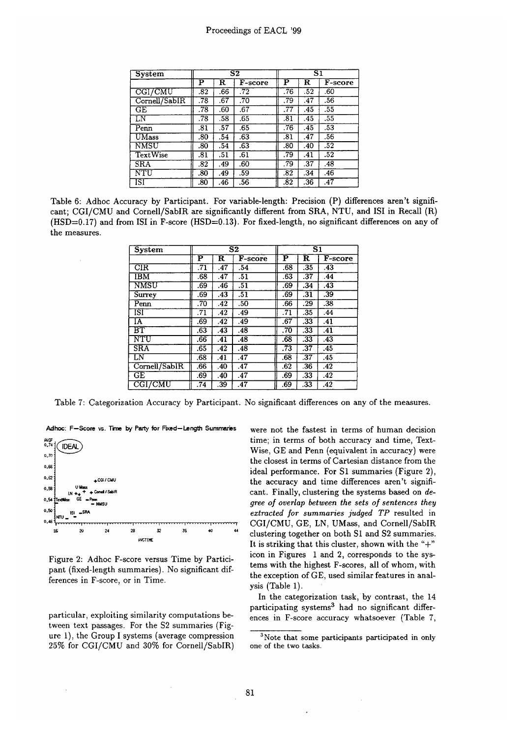| System | S2 | | | S1 | | |
|---|---|---|---|---|---|---|
| | P | R | F-score | P | R | F-score |
| CGI/CMU | .82 | .66 | .72 | .76 | .52 | .60 |
| Cornell/SabIR | .78 | .67 | .70 | .79 | .47 | .56 |
| GE | .78 | .60 | .67 | .77 | .45 | .55 |
| LN | .78 | .58 | .65 | .81 | .45 | .55 |
| Penn | .81 | .57 | .65 | .76 | .45 | .53 |
| UMass | .80 | .54 | .63 | .81 | .47 | .56 |
| NMSU | .80 | .54 | .63 | .80 | .40 | .52 |
| TextWise | .81 | .51 | .61 | .79 | .41 | .52 |
| SRA | .82 | .49 | .60 | .79 | .37 | .48 |
| NTU | .80 | .49 | .59 | .82 | .34 | .46 |
| ISI | .80 | .46 | .56 | .82 | .36 | .47 |

Table 6: Adhoc Accuracy by Participant. For variable-length: Precision (P) differences aren't significant; CGI/CMU and Cornell/SabIR are significantly different from SRA, NTU, and ISI in Recall (R) (HSD=0.17) and from ISI in F-score (HSD=0.13). For fixed-length, no significant differences on any of the measures.

| System | S2 | | | S1 | | |
|---|---|---|---|---|---|---|
| | P | R | F-score | P | R | F-score |
| CIR | .71 | .47 | .54 | .68 | .35 | .43 |
| IBM | .68 | .47 | .51 | .63 | .37 | .44 |
| NMSU | .69 | .46 | .51 | .69 | .34 | .43 |
| Surrey | .69 | .43 | .51 | .69 | .31 | .39 |
| Penn | .70 | .42 | .50 | .66 | .29 | .38 |
| ISI | .71 | .42 | .49 | .71 | .35 | .44 |
| IA | .69 | .42 | .49 | .67 | .33 | .41 |
| BT | .63 | .43 | .48 | .70 | .33 | .41 |
| NTU | .66 | .41 | .48 | .68 | .33 | .43 |
| SRA | .65 | .42 | .48 | .73 | .37 | .45 |
| LN | .68 | .41 | .47 | .68 | .37 | .45 |
| Cornell/SabIR | .66 | .40 | .47 | .62 | .36 | .42 |
| GE | .69 | .40 | .47 | .69 | .33 | .42 |
| CGI/CMU | .74 | .39 | .47 | .69 | .33 | .42 |

Table 7: Categorization Accuracy by Participant. No significant differences on any of the measures.

Figure 2: Adhoc F-score versus Time by Participant (fixed-length summaries). No significant differences in F-score, or in Time.

particular, exploiting similarity computations between text passages. For the S2 summaries (Figure 1), the Group I systems (average compression 25% for CGI/CMU and 30% for Cornell/SabIR) were not the fastest in terms of human decision time; in terms of both accuracy and time, TextWise, GE and Penn (equivalent in accuracy) were the closest in terms of Cartesian distance from the ideal performance. For S1 summaries (Figure 2), the accuracy and time differences aren't significant. Finally, clustering the systems based on *degree of overlap between the sets of sentences they extracted for summaries judged TP* resulted in CGI/CMU, GE, LN, UMass, and Cornell/SabIR clustering together on both S1 and S2 summaries. It is striking that this cluster, shown with the "+" icon in Figures 1 and 2, corresponds to the systems with the highest F-scores, all of whom, with the exception of GE, used similar features in analysis (Table 1).

In the categorization task, by contrast, the 14 participating systems[3] had no significant differences in F-score accuracy whatsoever (Table 7,

[3] Note that some participants participated in only one of the two tasks.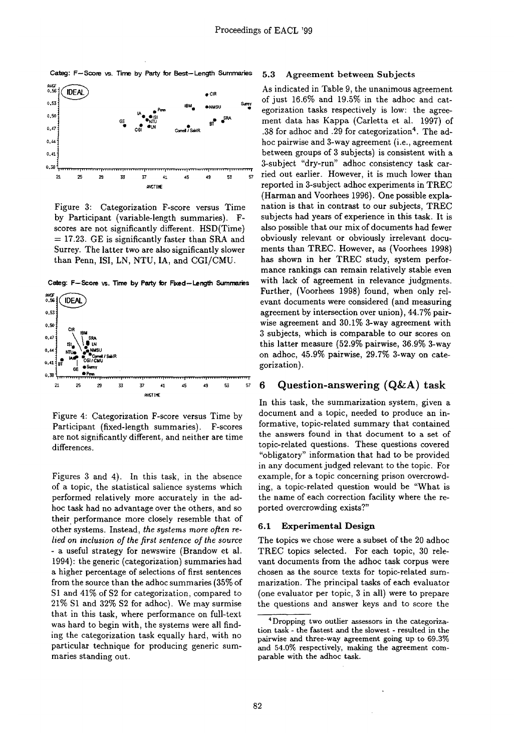Figure 3: Categorization F-score versus Time by Participant (variable-length summaries). F-scores are not significantly different. HSD(Time) = 17.23. GE is significantly faster than SRA and Surrey. The latter two are also significantly slower than Penn, ISI, LN, NTU, IA, and CGI/CMU.

Figure 4: Categorization F-score versus Time by Participant (fixed-length summaries). F-scores are not significantly different, and neither are time differences.

Figures 3 and 4). In this task, in the absence of a topic, the statistical salience systems which performed relatively more accurately in the adhoc task had no advantage over the others, and so their performance more closely resemble that of other systems. Instead, *the systems more often relied on inclusion of the first sentence of the source* - a useful strategy for newswire (Brandow et al. 1994): the generic (categorization) summaries had a higher percentage of selections of first sentences from the source than the adhoc summaries (35% of S1 and 41% of S2 for categorization, compared to 21% S1 and 32% S2 for adhoc). We may surmise that in this task, where performance on full-text was hard to begin with, the systems were all finding the categorization task equally hard, with no particular technique for producing generic summaries standing out.

### 5.3 Agreement between Subjects

As indicated in Table 9, the unanimous agreement of just 16.6% and 19.5% in the adhoc and categorization tasks respectively is low: the agreement data has Kappa (Carletta et al. 1997) of .38 for adhoc and .29 for categorization[4]. The adhoc pairwise and 3-way agreement (i.e., agreement between groups of 3 subjects) is consistent with a 3-subject "dry-run" adhoc consistency task carried out earlier. However, it is much lower than reported in 3-subject adhoc experiments in TREC (Harman and Voorhees 1996). One possible explanation is that in contrast to our subjects, TREC subjects had years of experience in this task. It is also possible that our mix of documents had fewer obviously relevant or obviously irrelevant documents than TREC. However, as (Voorhees 1998) has shown in her TREC study, system performance rankings can remain relatively stable even with lack of agreement in relevance judgments. Further, (Voorhees 1998) found, when only relevant documents were considered (and measuring agreement by intersection over union), 44.7% pairwise agreement and 30.1% 3-way agreement with 3 subjects, which is comparable to our scores on this latter measure (52.9% pairwise, 36.9% 3-way on adhoc, 45.9% pairwise, 29.7% 3-way on categorization).

## 6 Question-answering (Q&A) task

In this task, the summarization system, given a document and a topic, needed to produce an informative, topic-related summary that contained the answers found in that document to a set of topic-related questions. These questions covered "obligatory" information that had to be provided in any document judged relevant to the topic. For example, for a topic concerning prison overcrowding, a topic-related question would be "What is the name of each correction facility where the reported overcrowding exists?"

### 6.1 Experimental Design

The topics we chose were a subset of the 20 adhoc TREC topics selected. For each topic, 30 relevant documents from the adhoc task corpus were chosen as the source texts for topic-related summarization. The principal tasks of each evaluator (one evaluator per topic, 3 in all) were to prepare the questions and answer keys and to score the

[4] Dropping two outlier assessors in the categorization task - the fastest and the slowest - resulted in the pairwise and three-way agreement going up to 69.3% and 54.0% respectively, making the agreement comparable with the adhoc task.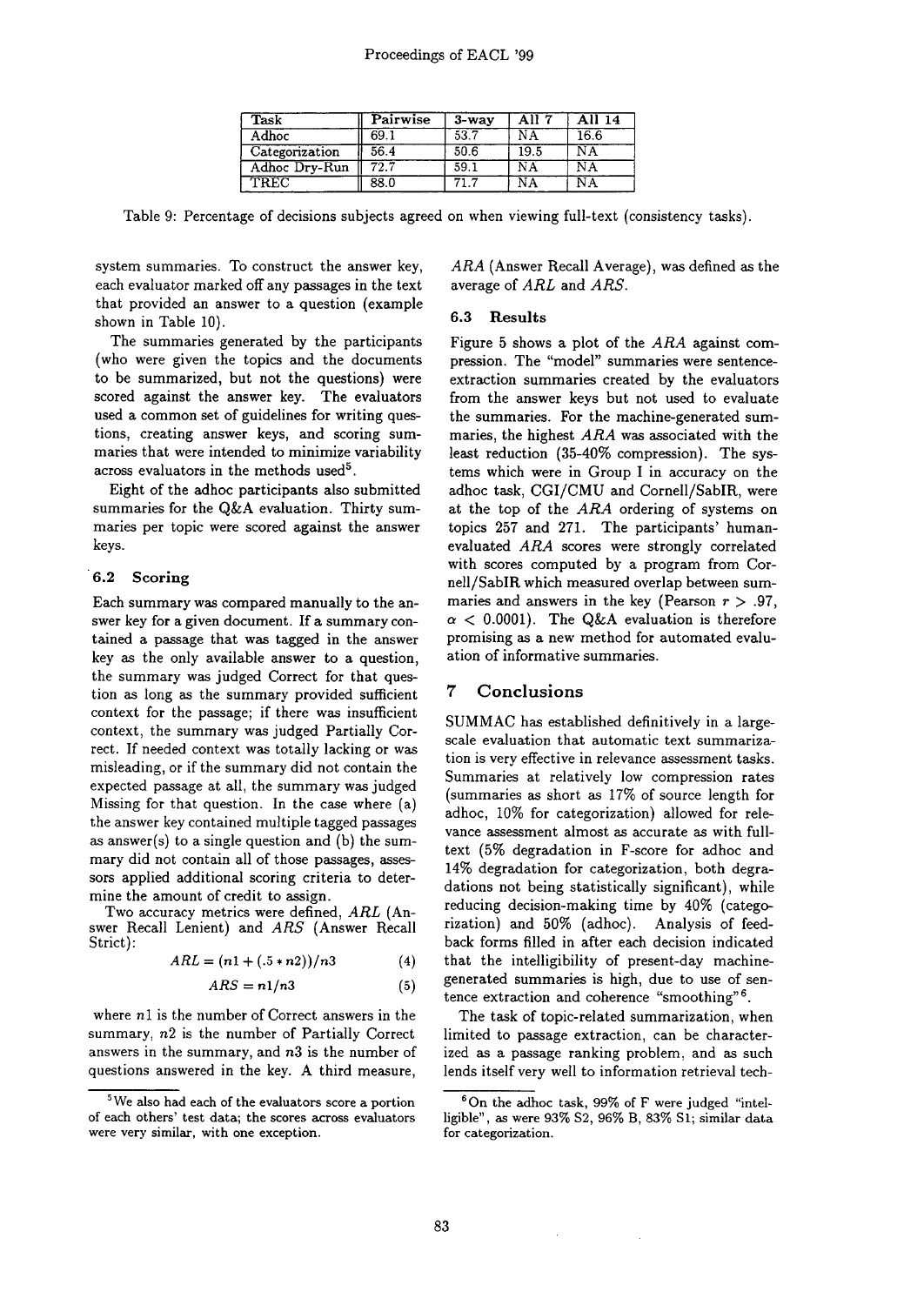| Task | Pairwise | 3-way | All 7 | All 14 |
|---|---|---|---|---|
| Adhoc | 69.1 | 53.7 | NA | 16.6 |
| Categorization | 56.4 | 50.6 | 19.5 | NA |
| Adhoc Dry-Run | 72.7 | 59.1 | NA | NA |
| TREC | 88.0 | 71.7 | NA | NA |

Table 9: Percentage of decisions subjects agreed on when viewing full-text (consistency tasks).

system summaries. To construct the answer key, each evaluator marked off any passages in the text that provided an answer to a question (example shown in Table 10).

The summaries generated by the participants (who were given the topics and the documents to be summarized, but not the questions) were scored against the answer key. The evaluators used a common set of guidelines for writing questions, creating answer keys, and scoring summaries that were intended to minimize variability across evaluators in the methods used[5].

Eight of the adhoc participants also submitted summaries for the Q&A evaluation. Thirty summaries per topic were scored against the answer keys.

### 6.2 Scoring

Each summary was compared manually to the answer key for a given document. If a summary contained a passage that was tagged in the answer key as the only available answer to a question, the summary was judged Correct for that question as long as the summary provided sufficient context for the passage; if there was insufficient context, the summary was judged Partially Correct. If needed context was totally lacking or was misleading, or if the summary did not contain the expected passage at all, the summary was judged Missing for that question. In the case where (a) the answer key contained multiple tagged passages as answer(s) to a single question and (b) the summary did not contain all of those passages, assessors applied additional scoring criteria to determine the amount of credit to assign.

Two accuracy metrics were defined, $ARL$ (Answer Recall Lenient) and $ARS$ (Answer Recall Strict):

$$ARL = (n1 + (.5 * n2))/n3 \quad (4)$$

$$ARS = n1/n3 \quad (5)$$

where $n1$ is the number of Correct answers in the summary, $n2$ is the number of Partially Correct answers in the summary, and $n3$ is the number of questions answered in the key. A third measure, $ARA$ (Answer Recall Average), was defined as the average of $ARL$ and $ARS$.

### 6.3 Results

Figure 5 shows a plot of the $ARA$ against compression. The "model" summaries were sentence-extraction summaries created by the evaluators from the answer keys but not used to evaluate the summaries. For the machine-generated summaries, the highest $ARA$ was associated with the least reduction (35-40% compression). The systems which were in Group I in accuracy on the adhoc task, CGI/CMU and Cornell/SabIR, were at the top of the $ARA$ ordering of systems on topics 257 and 271. The participants' human-evaluated $ARA$ scores were strongly correlated with scores computed by a program from Cornell/SabIR which measured overlap between summaries and answers in the key (Pearson $r > .97$, $\alpha < 0.0001$). The Q&A evaluation is therefore promising as a new method for automated evaluation of informative summaries.

## 7 Conclusions

SUMMAC has established definitively in a large-scale evaluation that automatic text summarization is very effective in relevance assessment tasks. Summaries at relatively low compression rates (summaries as short as 17% of source length for adhoc, 10% for categorization) allowed for relevance assessment almost as accurate as with full-text (5% degradation in F-score for adhoc and 14% degradation for categorization, both degradations not being statistically significant), while reducing decision-making time by 40% (categorization) and 50% (adhoc). Analysis of feedback forms filled in after each decision indicated that the intelligibility of present-day machine-generated summaries is high, due to use of sentence extraction and coherence "smoothing"[6].

The task of topic-related summarization, when limited to passage extraction, can be characterized as a passage ranking problem, and as such lends itself very well to information retrieval tech-

[5] We also had each of the evaluators score a portion of each others' test data; the scores across evaluators were very similar, with one exception.

[6] On the adhoc task, 99% of F were judged "intelligible", as were 93% S2, 96% B, 83% S1; similar data for categorization.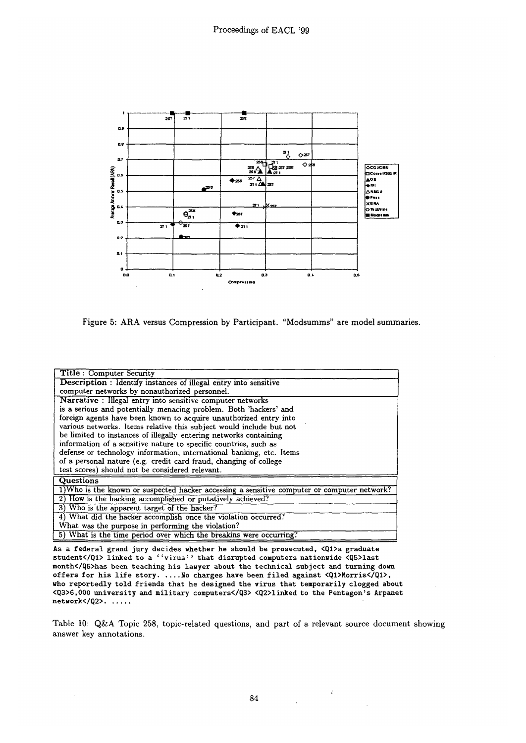Figure 5: ARA versus Compression by Participant. "Modsumms" are model summaries.

| **Title** : Computer Security |
|---|
| **Description** : Identify instances of illegal entry into sensitive computer networks by nonauthorized personnel. |
| **Narrative** : Illegal entry into sensitive computer networks is a serious and potentially menacing problem. Both 'hackers' and foreign agents have been known to acquire unauthorized entry into various networks. Items relative this subject would include but not be limited to instances of illegally entering networks containing information of a sensitive nature to specific countries, such as defense or technology information, international banking, etc. Items of a personal nature (e.g. credit card fraud, changing of college test scores) should not be considered relevant. |
| **Questions** |
| 1)Who is the known or suspected hacker accessing a sensitive computer or computer network? |
| 2) How is the hacking accomplished or putatively achieved? |
| 3) Who is the apparent target of the hacker? |
| 4) What did the hacker accomplish once the violation occurred? What was the purpose in performing the violation? |
| 5) What is the time period over which the breakins were occurring? |

```
As a federal grand jury decides whether he should be prosecuted, <Q1>a graduate
student</Q1> linked to a ''virus'' that disrupted computers nationwide <Q5>last
month</Q5>has been teaching his lawyer about the technical subject and turning down
offers for his life story. ....No charges have been filed against <Q1>Morris</Q1>,
who reportedly told friends that he designed the virus that temporarily clogged about
<Q3>6,000 university and military computers</Q3> <Q2>linked to the Pentagon's Arpanet
network</Q2>. .....
```

Table 10: Q&A Topic 258, topic-related questions, and part of a relevant source document showing answer key annotations.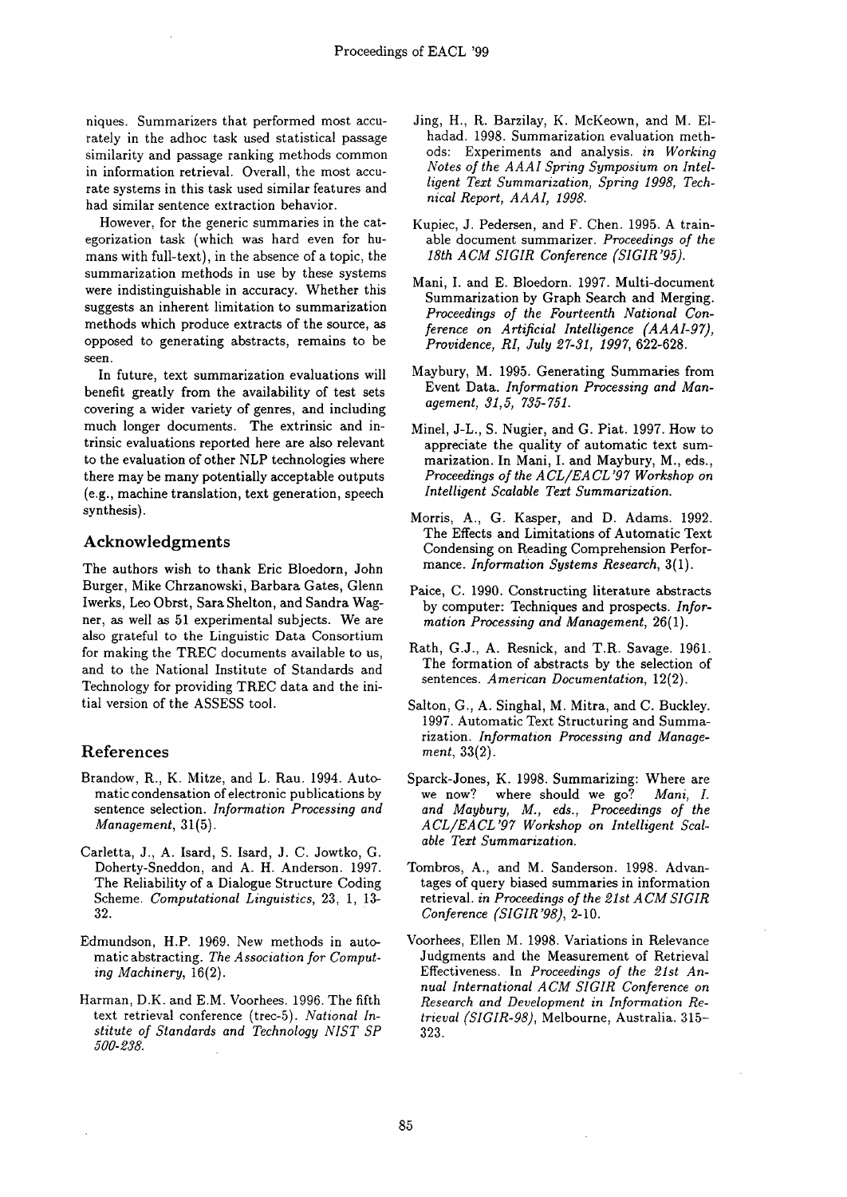niques. Summarizers that performed most accurately in the adhoc task used statistical passage similarity and passage ranking methods common in information retrieval. Overall, the most accurate systems in this task used similar features and had similar sentence extraction behavior.

However, for the generic summaries in the categorization task (which was hard even for humans with full-text), in the absence of a topic, the summarization methods in use by these systems were indistinguishable in accuracy. Whether this suggests an inherent limitation to summarization methods which produce extracts of the source, as opposed to generating abstracts, remains to be seen.

In future, text summarization evaluations will benefit greatly from the availability of test sets covering a wider variety of genres, and including much longer documents. The extrinsic and intrinsic evaluations reported here are also relevant to the evaluation of other NLP technologies where there may be many potentially acceptable outputs (e.g., machine translation, text generation, speech synthesis).

## Acknowledgments

The authors wish to thank Eric Bloedorn, John Burger, Mike Chrzanowski, Barbara Gates, Glenn Iwerks, Leo Obrst, Sara Shelton, and Sandra Wagner, as well as 51 experimental subjects. We are also grateful to the Linguistic Data Consortium for making the TREC documents available to us, and to the National Institute of Standards and Technology for providing TREC data and the initial version of the ASSESS tool.

## References

Brandow, R., K. Mitze, and L. Rau. 1994. Automatic condensation of electronic publications by sentence selection. *Information Processing and Management*, 31(5).

Carletta, J., A. Isard, S. Isard, J. C. Jowtko, G. Doherty-Sneddon, and A. H. Anderson. 1997. The Reliability of a Dialogue Structure Coding Scheme. *Computational Linguistics*, 23, 1, 13-32.

Edmundson, H.P. 1969. New methods in automatic abstracting. *The Association for Computing Machinery*, 16(2).

Harman, D.K. and E.M. Voorhees. 1996. The fifth text retrieval conference (trec-5). *National Institute of Standards and Technology NIST SP 500-238.*

Jing, H., R. Barzilay, K. McKeown, and M. Elhadad. 1998. Summarization evaluation methods: Experiments and analysis. *in Working Notes of the AAAI Spring Symposium on Intelligent Text Summarization, Spring 1998, Technical Report, AAAI, 1998.*

Kupiec, J. Pedersen, and F. Chen. 1995. A trainable document summarizer. *Proceedings of the 18th ACM SIGIR Conference (SIGIR'95).*

Mani, I. and E. Bloedorn. 1997. Multi-document Summarization by Graph Search and Merging. *Proceedings of the Fourteenth National Conference on Artificial Intelligence (AAAI-97), Providence, RI, July 27-31, 1997*, 622-628.

Maybury, M. 1995. Generating Summaries from Event Data. *Information Processing and Management, 31,5, 735-751.*

Minel, J-L., S. Nugier, and G. Piat. 1997. How to appreciate the quality of automatic text summarization. In Mani, I. and Maybury, M., eds., *Proceedings of the ACL/EACL'97 Workshop on Intelligent Scalable Text Summarization.*

Morris, A., G. Kasper, and D. Adams. 1992. The Effects and Limitations of Automatic Text Condensing on Reading Comprehension Performance. *Information Systems Research*, 3(1).

Paice, C. 1990. Constructing literature abstracts by computer: Techniques and prospects. *Information Processing and Management*, 26(1).

Rath, G.J., A. Resnick, and T.R. Savage. 1961. The formation of abstracts by the selection of sentences. *American Documentation*, 12(2).

Salton, G., A. Singhal, M. Mitra, and C. Buckley. 1997. Automatic Text Structuring and Summarization. *Information Processing and Management*, 33(2).

Sparck-Jones, K. 1998. Summarizing: Where are we now? where should we go? *Mani, I. and Maybury, M., eds., Proceedings of the ACL/EACL'97 Workshop on Intelligent Scalable Text Summarization.*

Tombros, A., and M. Sanderson. 1998. Advantages of query biased summaries in information retrieval. *in Proceedings of the 21st ACM SIGIR Conference (SIGIR'98)*, 2-10.

Voorhees, Ellen M. 1998. Variations in Relevance Judgments and the Measurement of Retrieval Effectiveness. In *Proceedings of the 21st Annual International ACM SIGIR Conference on Research and Development in Information Retrieval (SIGIR-98)*, Melbourne, Australia. 315-323.